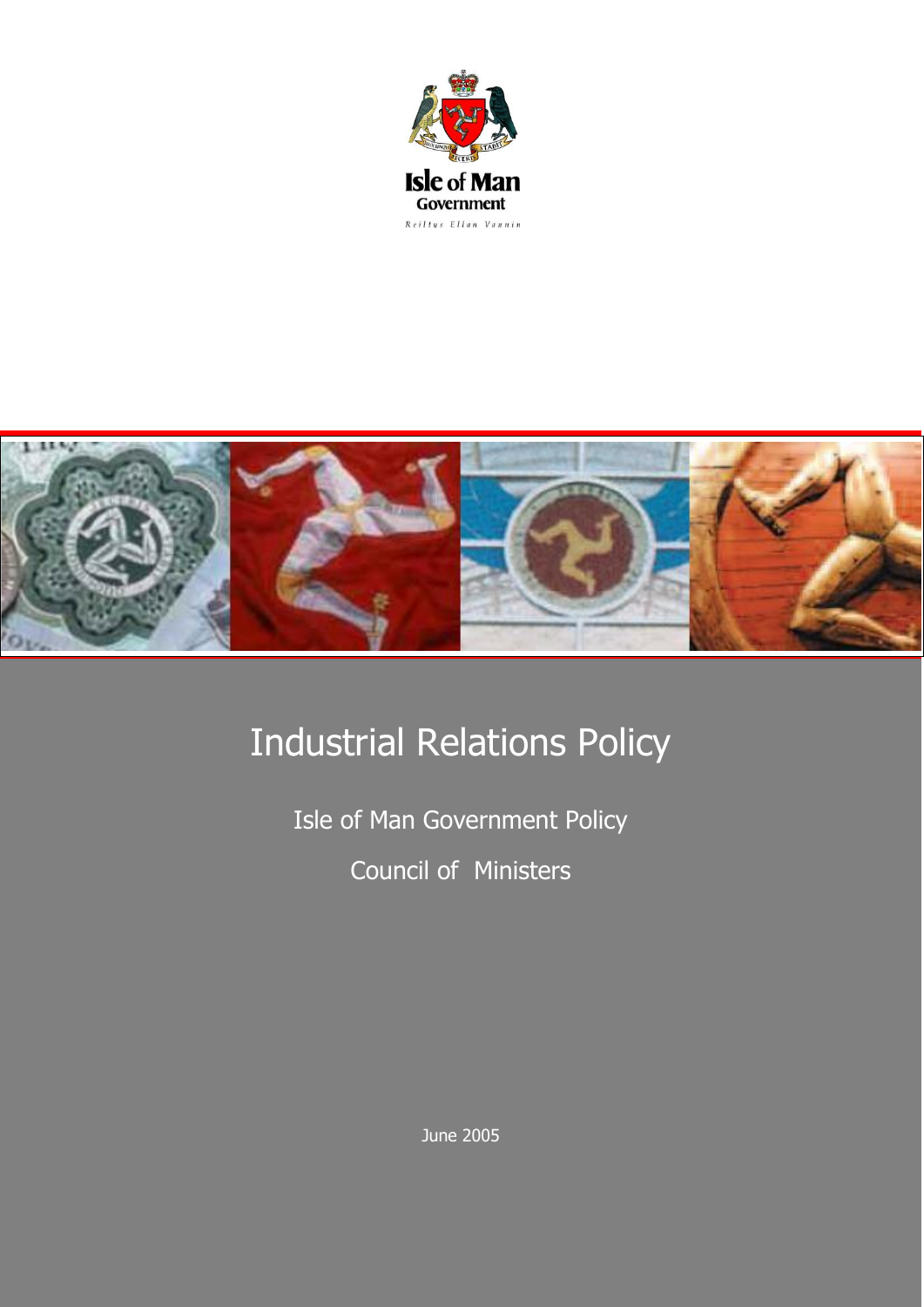Isle of Man Government

Reiltys Ellan Vannin

# Industrial Relations Policy

Isle of Man Government Policy

Council of Ministers

June 2005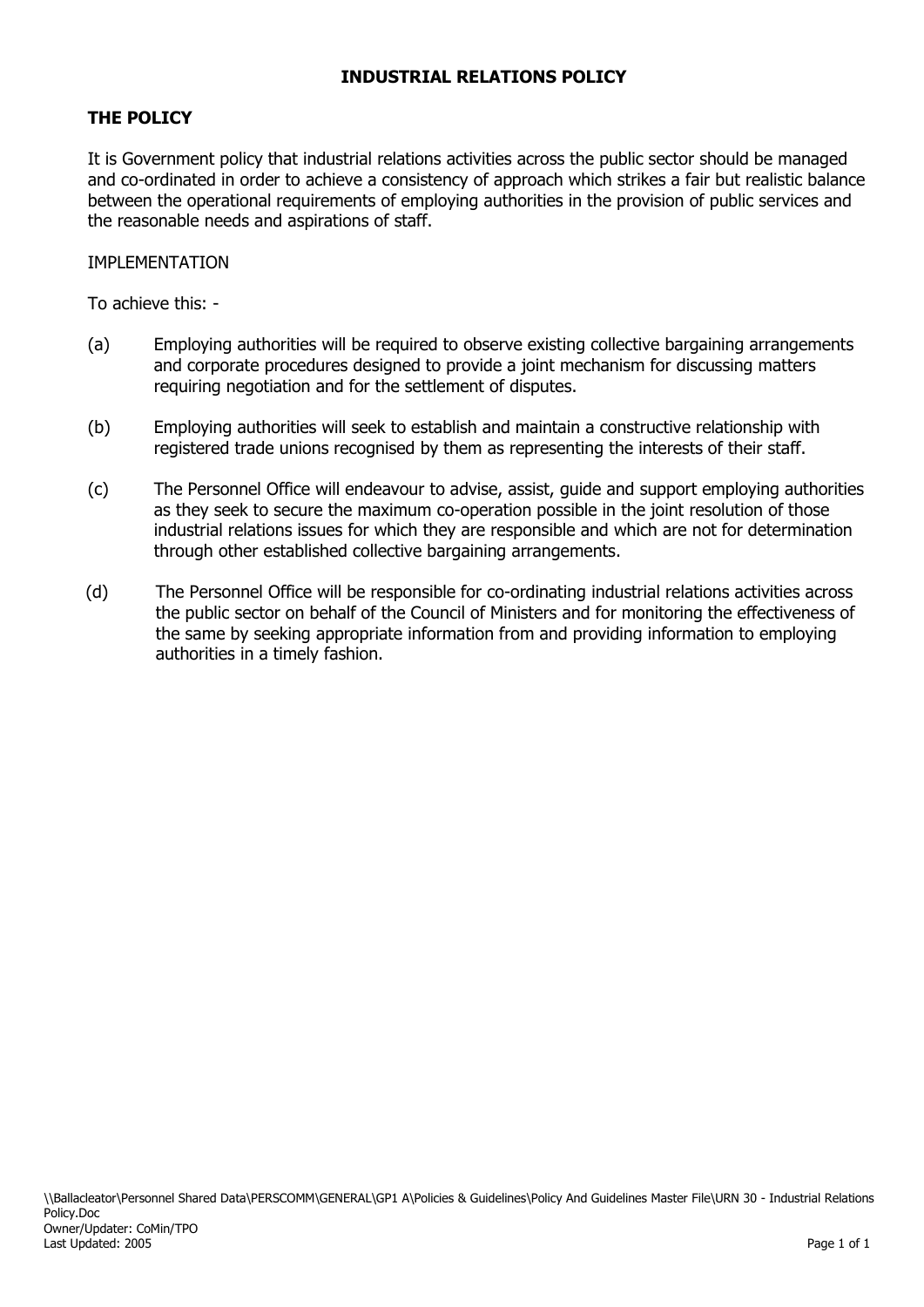# INDUSTRIAL RELATIONS POLICY

## THE POLICY

It is Government policy that industrial relations activities across the public sector should be managed and co-ordinated in order to achieve a consistency of approach which strikes a fair but realistic balance between the operational requirements of employing authorities in the provision of public services and the reasonable needs and aspirations of staff.

IMPLEMENTATION

To achieve this: -

(a) Employing authorities will be required to observe existing collective bargaining arrangements and corporate procedures designed to provide a joint mechanism for discussing matters requiring negotiation and for the settlement of disputes.

(b) Employing authorities will seek to establish and maintain a constructive relationship with registered trade unions recognised by them as representing the interests of their staff.

(c) The Personnel Office will endeavour to advise, assist, guide and support employing authorities as they seek to secure the maximum co-operation possible in the joint resolution of those industrial relations issues for which they are responsible and which are not for determination through other established collective bargaining arrangements.

(d) The Personnel Office will be responsible for co-ordinating industrial relations activities across the public sector on behalf of the Council of Ministers and for monitoring the effectiveness of the same by seeking appropriate information from and providing information to employing authorities in a timely fashion.